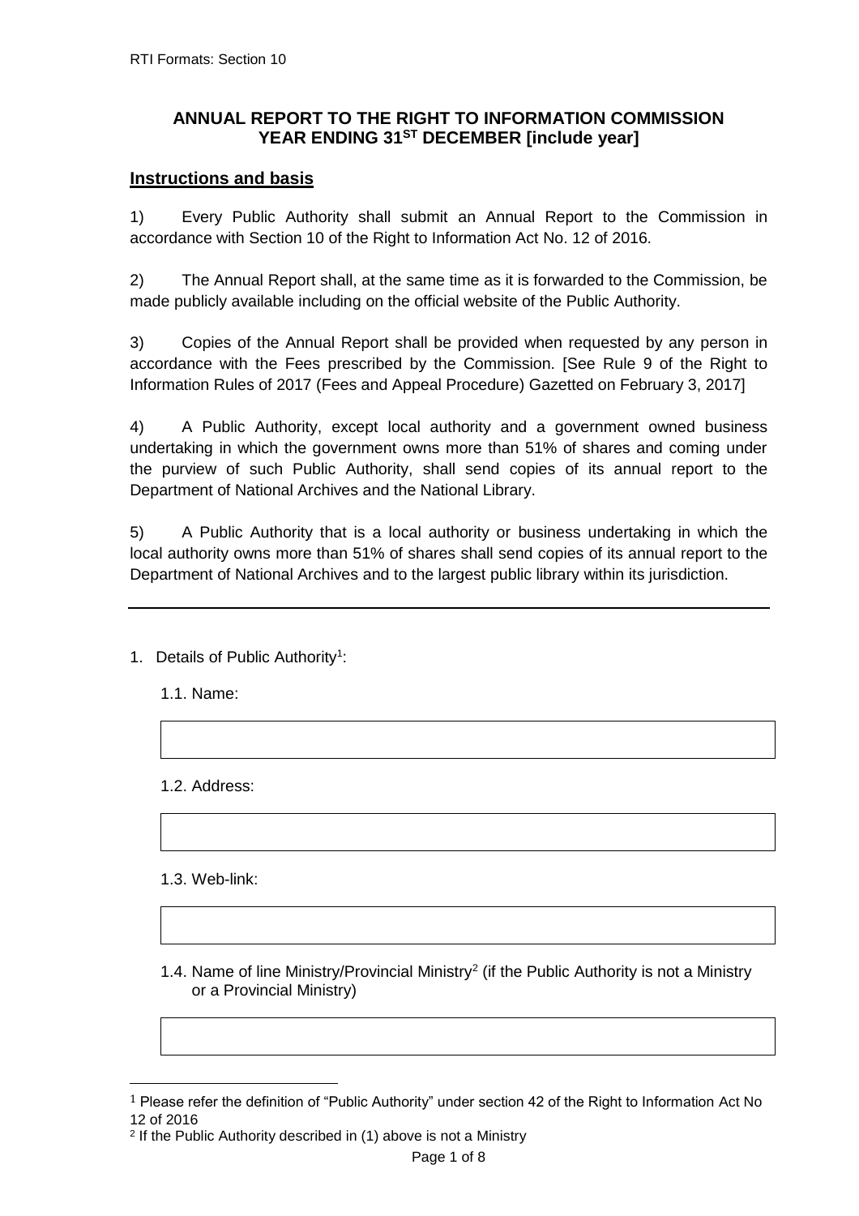## ANNUAL REPORT TO THE RIGHT TO INFORMATION COMMISSION YEAR ENDING 31ST DECEMBER [include year]

### Instructions and basis

1) Every Public Authority shall submit an Annual Report to the Commission in accordance with Section 10 of the Right to Information Act No. 12 of 2016.

2) The Annual Report shall, at the same time as it is forwarded to the Commission, be made publicly available including on the official website of the Public Authority.

3) Copies of the Annual Report shall be provided when requested by any person in accordance with the Fees prescribed by the Commission. [See Rule 9 of the Right to Information Rules of 2017 (Fees and Appeal Procedure) Gazetted on February 3, 2017]

4) A Public Authority, except local authority and a government owned business undertaking in which the government owns more than 51% of shares and coming under the purview of such Public Authority, shall send copies of its annual report to the Department of National Archives and the National Library.

5) A Public Authority that is a local authority or business undertaking in which the local authority owns more than 51% of shares shall send copies of its annual report to the Department of National Archives and to the largest public library within its jurisdiction.

---

1. Details of Public Authority[1]:

   1.1. Name:

   1.2. Address:

   1.3. Web-link:

   1.4. Name of line Ministry/Provincial Ministry[2] (if the Public Authority is not a Ministry or a Provincial Ministry)

---

[1] Please refer the definition of "Public Authority" under section 42 of the Right to Information Act No 12 of 2016

[2] If the Public Authority described in (1) above is not a Ministry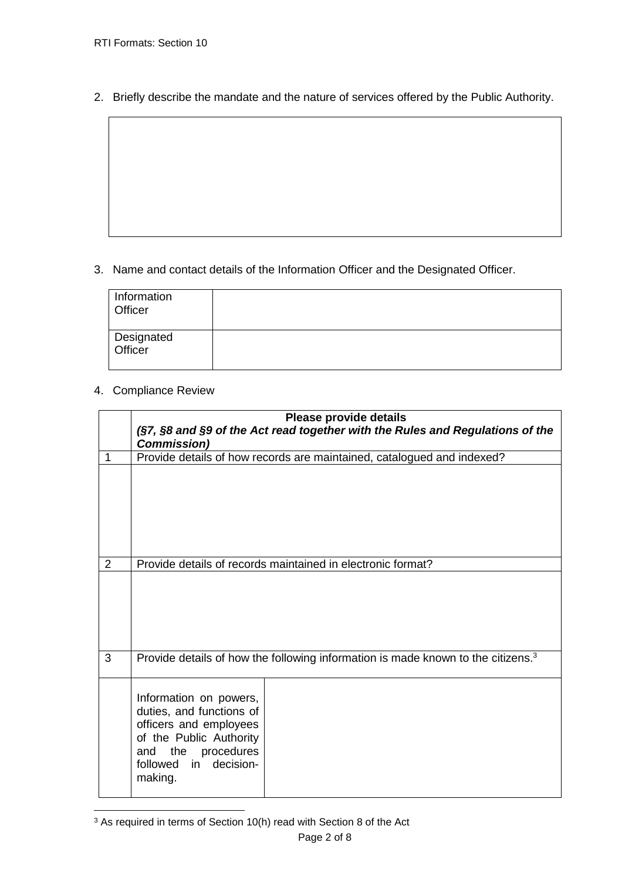2. Briefly describe the mandate and the nature of services offered by the Public Authority.

| |
|---|
| |

3. Name and contact details of the Information Officer and the Designated Officer.

| | |
|---|---|
| Information Officer | |
| Designated Officer | |

4. Compliance Review

| | **Please provide details** ***(§7, §8 and §9 of the Act read together with the Rules and Regulations of the Commission)*** | |
|---|---|---|
| 1 | Provide details of how records are maintained, catalogued and indexed? | |
| | | |
| 2 | Provide details of records maintained in electronic format? | |
| | | |
| 3 | Provide details of how the following information is made known to the citizens.[3] | |
| | Information on powers, duties, and functions of officers and employees of the Public Authority and the procedures followed in decision-making. | |

[3] As required in terms of Section 10(h) read with Section 8 of the Act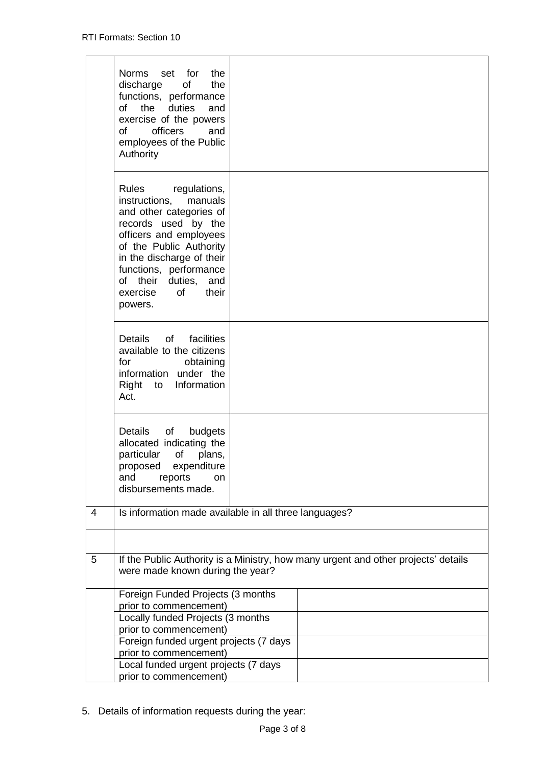| | | |
|---|---|---|
| | Norms set for the discharge of the functions, performance of the duties and exercise of the powers of officers and employees of the Public Authority | |
| | Rules regulations, instructions, manuals and other categories of records used by the officers and employees of the Public Authority in the discharge of their functions, performance of their duties, and exercise of their powers. | |
| | Details of facilities available to the citizens for obtaining information under the Right to Information Act. | |
| | Details of budgets allocated indicating the particular of plans, proposed expenditure and reports on disbursements made. | |
| 4 | Is information made available in all three languages? | |
| | | |
| 5 | If the Public Authority is a Ministry, how many urgent and other projects' details were made known during the year? | |
| | Foreign Funded Projects (3 months prior to commencement) | |
| | Locally funded Projects (3 months prior to commencement) | |
| | Foreign funded urgent projects (7 days prior to commencement) | |
| | Local funded urgent projects (7 days prior to commencement) | |

5. Details of information requests during the year: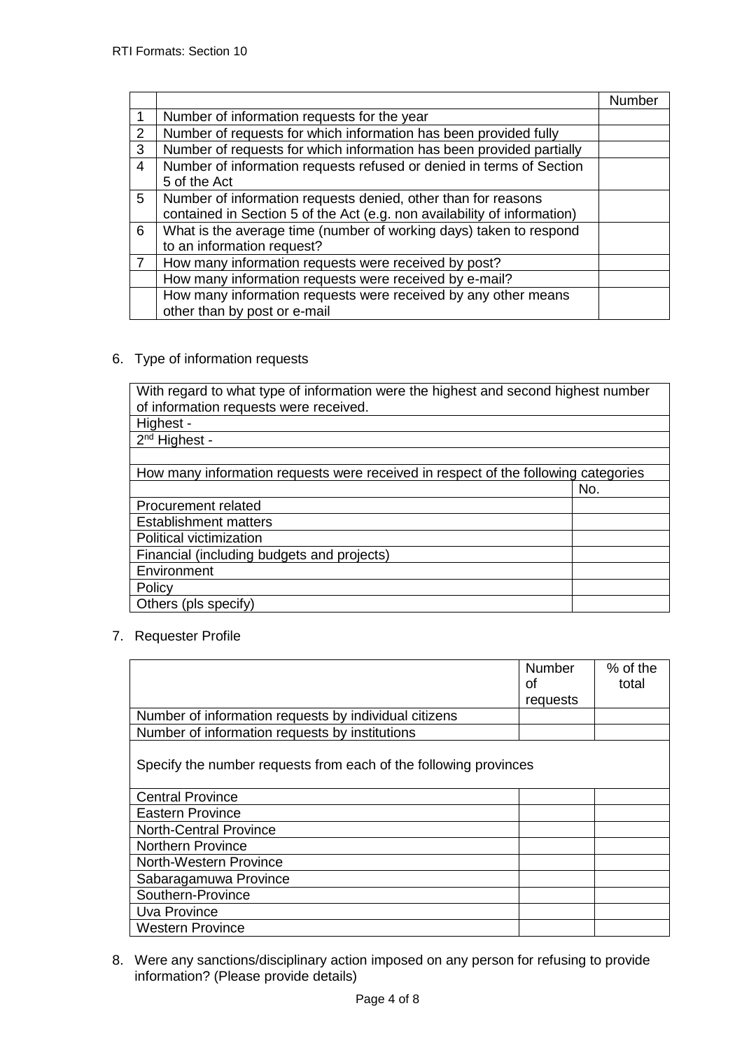| | | Number |
|---|---|---|
| 1 | Number of information requests for the year | |
| 2 | Number of requests for which information has been provided fully | |
| 3 | Number of requests for which information has been provided partially | |
| 4 | Number of information requests refused or denied in terms of Section 5 of the Act | |
| 5 | Number of information requests denied, other than for reasons contained in Section 5 of the Act (e.g. non availability of information) | |
| 6 | What is the average time (number of working days) taken to respond to an information request? | |
| 7 | How many information requests were received by post? | |
| | How many information requests were received by e-mail? | |
| | How many information requests were received by any other means other than by post or e-mail | |

6. Type of information requests

| With regard to what type of information were the highest and second highest number of information requests were received. | |
|---|---|
| Highest - | |
| 2nd Highest - | |
| | |
| How many information requests were received in respect of the following categories | |
| | No. |
| Procurement related | |
| Establishment matters | |
| Political victimization | |
| Financial (including budgets and projects) | |
| Environment | |
| Policy | |
| Others (pls specify) | |

7. Requester Profile

| | Number of requests | % of the total |
|---|---|---|
| Number of information requests by individual citizens | | |
| Number of information requests by institutions | | |
| Specify the number requests from each of the following provinces | | |
| Central Province | | |
| Eastern Province | | |
| North-Central Province | | |
| Northern Province | | |
| North-Western Province | | |
| Sabaragamuwa Province | | |
| Southern-Province | | |
| Uva Province | | |
| Western Province | | |

8. Were any sanctions/disciplinary action imposed on any person for refusing to provide information? (Please provide details)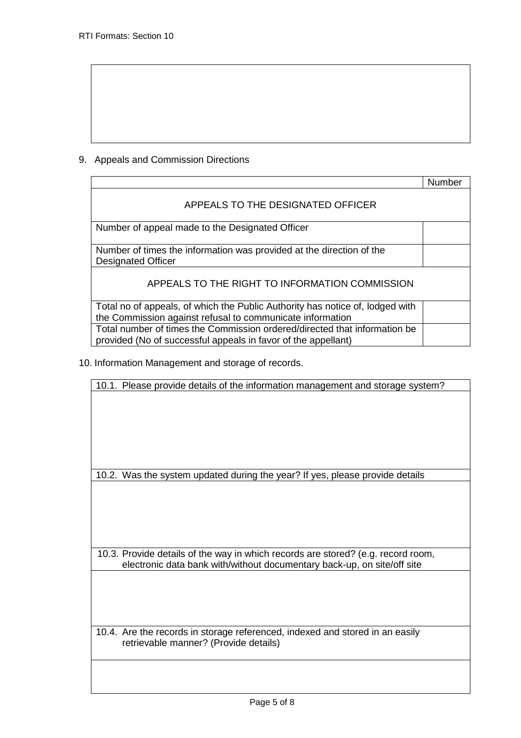9. Appeals and Commission Directions

| | Number |
|---|---|
| APPEALS TO THE DESIGNATED OFFICER | |
| Number of appeal made to the Designated Officer | |
| Number of times the information was provided at the direction of the Designated Officer | |
| APPEALS TO THE RIGHT TO INFORMATION COMMISSION | |
| Total no of appeals, of which the Public Authority has notice of, lodged with the Commission against refusal to communicate information | |
| Total number of times the Commission ordered/directed that information be provided (No of successful appeals in favor of the appellant) | |

10. Information Management and storage of records.

| 10.1. Please provide details of the information management and storage system? |
|---|
| |
| 10.2. Was the system updated during the year? If yes, please provide details |
| |
| 10.3. Provide details of the way in which records are stored? (e.g. record room, electronic data bank with/without documentary back-up, on site/off site |
| |
| 10.4. Are the records in storage referenced, indexed and stored in an easily retrievable manner? (Provide details) |
| |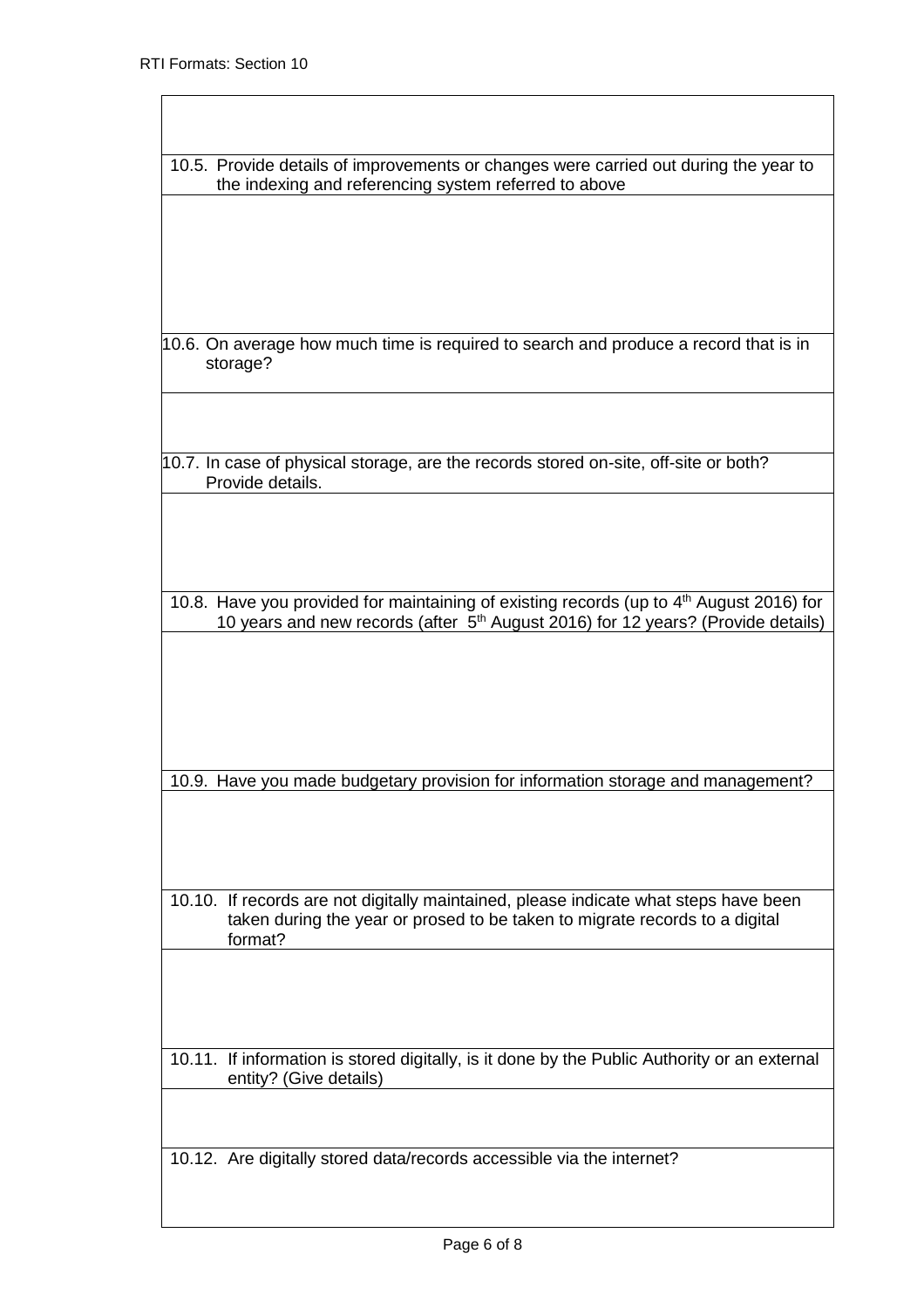| |
|---|
| |
| 10.5. Provide details of improvements or changes were carried out during the year to the indexing and referencing system referred to above |
| |
| 10.6. On average how much time is required to search and produce a record that is in storage? |
| |
| 10.7. In case of physical storage, are the records stored on-site, off-site or both? Provide details. |
| |
| 10.8. Have you provided for maintaining of existing records (up to 4th August 2016) for 10 years and new records (after 5th August 2016) for 12 years? (Provide details) |
| |
| 10.9. Have you made budgetary provision for information storage and management? |
| |
| 10.10. If records are not digitally maintained, please indicate what steps have been taken during the year or prosed to be taken to migrate records to a digital format? |
| |
| 10.11. If information is stored digitally, is it done by the Public Authority or an external entity? (Give details) |
| |
| 10.12. Are digitally stored data/records accessible via the internet? |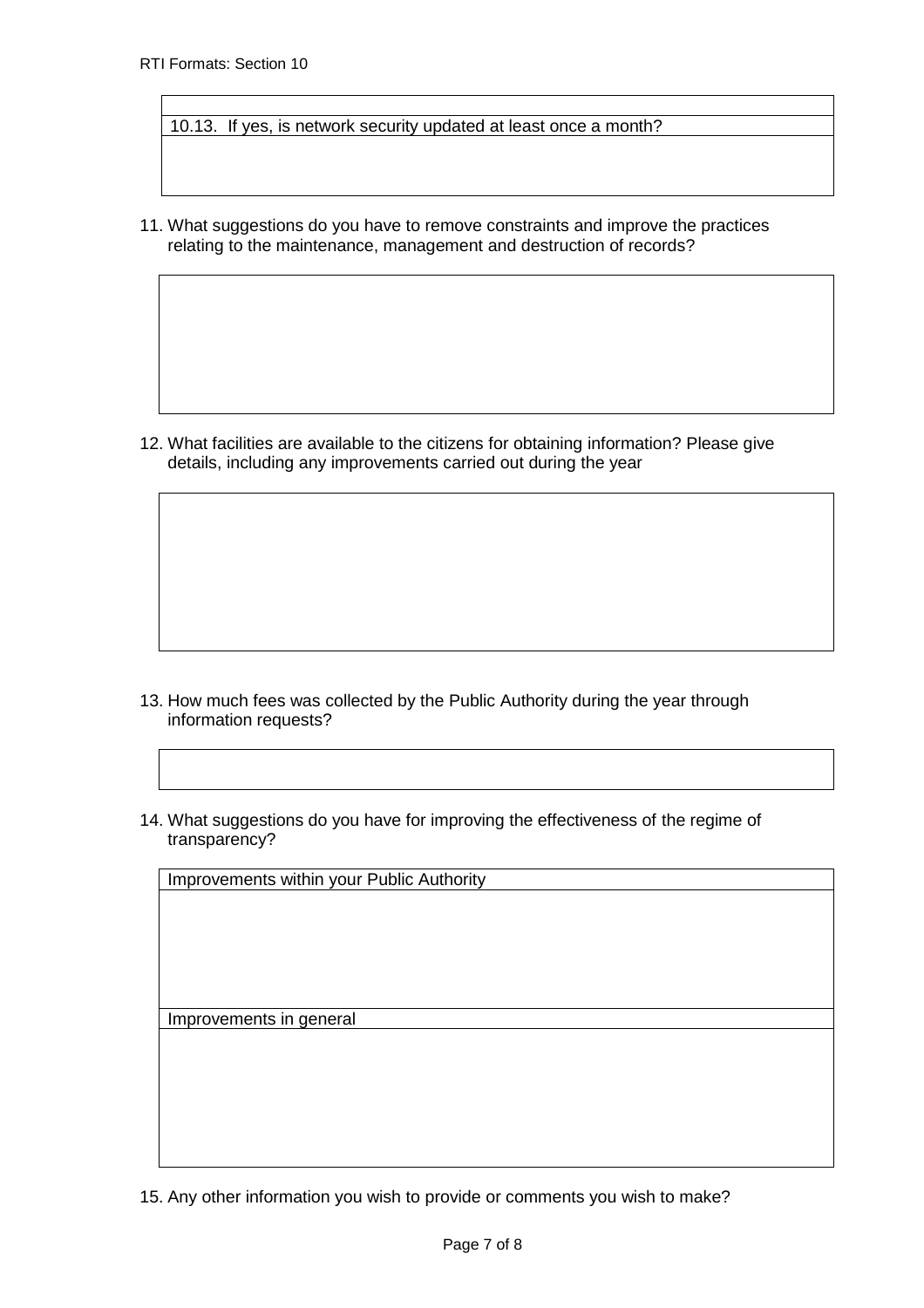| |
|---|
| 10.13. If yes, is network security updated at least once a month? |
| |

11. What suggestions do you have to remove constraints and improve the practices relating to the maintenance, management and destruction of records?

| |
|---|
| |

12. What facilities are available to the citizens for obtaining information? Please give details, including any improvements carried out during the year

| |
|---|
| |

13. How much fees was collected by the Public Authority during the year through information requests?

| |
|---|
| |

14. What suggestions do you have for improving the effectiveness of the regime of transparency?

| Improvements within your Public Authority |
|---|
| |
| Improvements in general |
| |

15. Any other information you wish to provide or comments you wish to make?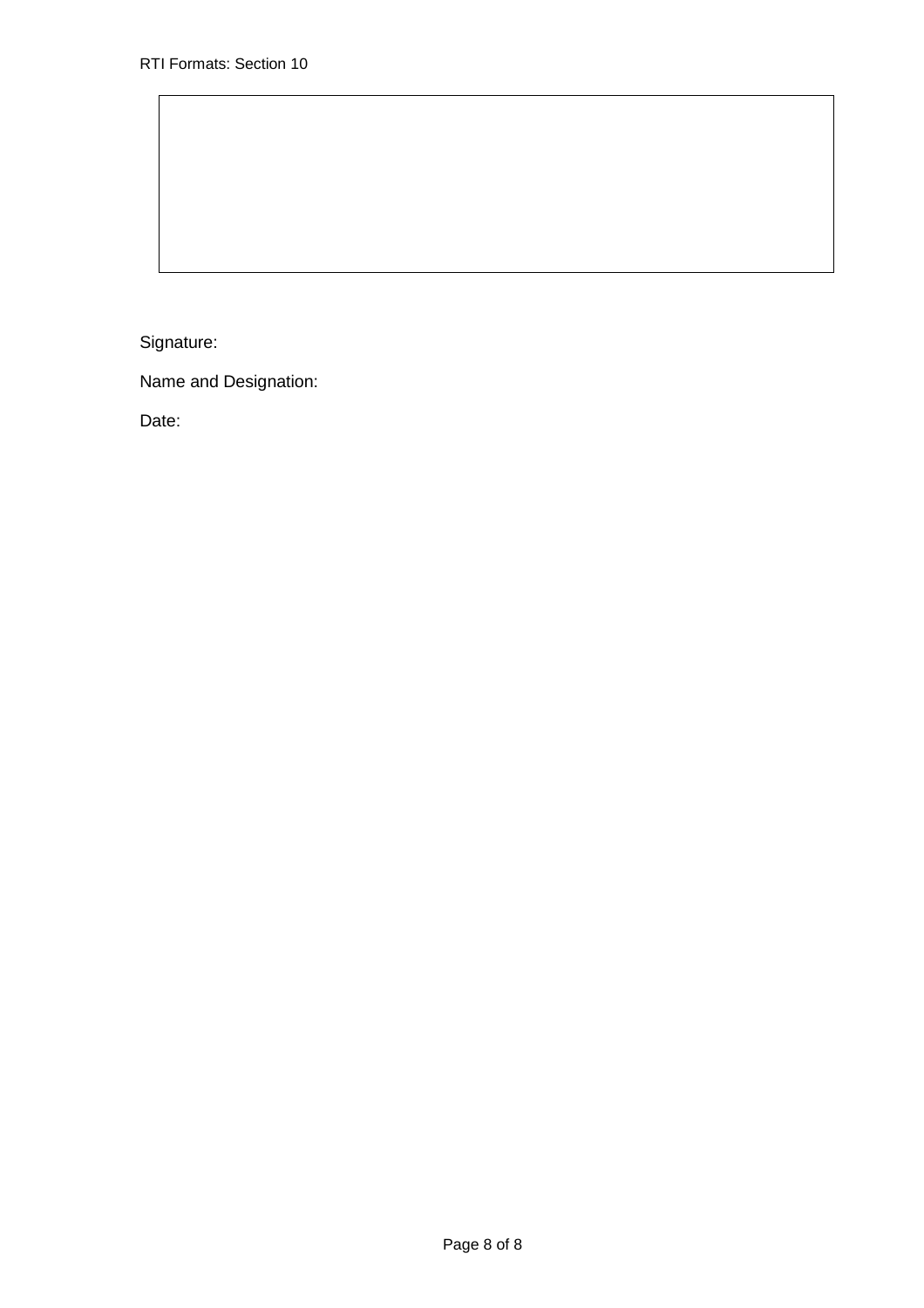Signature:

Name and Designation:

Date: